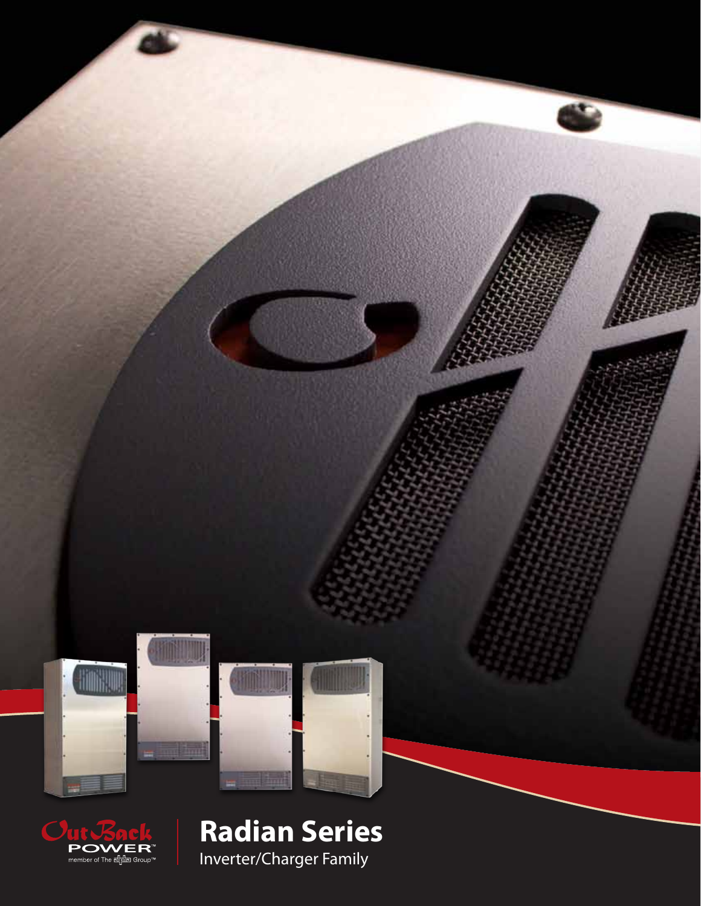OutBack POWER™

member of The alpha Group™

# Radian Series

Inverter/Charger Family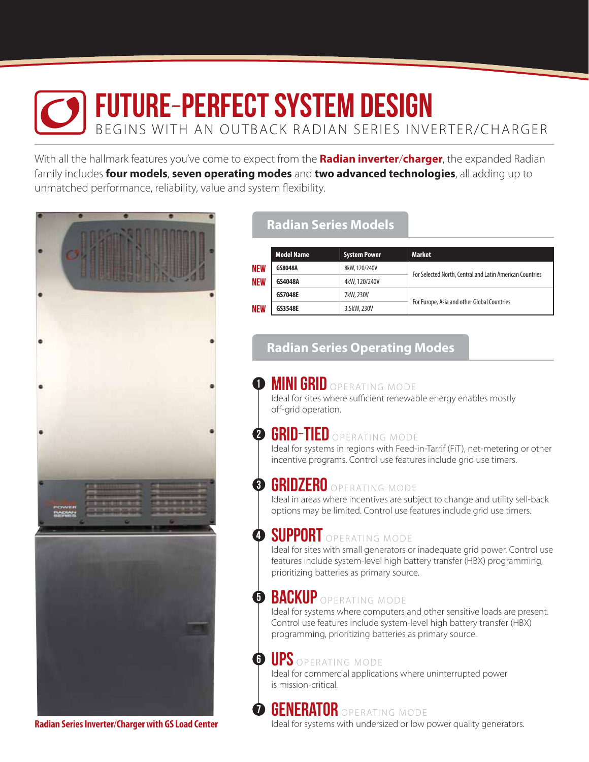# FUTURE-PERFECT SYSTEM DESIGN

BEGINS WITH AN OUTBACK RADIAN SERIES INVERTER/CHARGER

With all the hallmark features you've come to expect from the **Radian inverter/charger**, the expanded Radian family includes **four models**, **seven operating modes** and **two advanced technologies**, all adding up to unmatched performance, reliability, value and system flexibility.

Radian Series Inverter/Charger with GS Load Center

## Radian Series Models

| | Model Name | System Power | Market |
|---|---|---|---|
| NEW | GS8048A | 8kW, 120/240V | For Selected North, Central and Latin American Countries |
| NEW | GS4048A | 4kW, 120/240V | |
| | GS7048E | 7kW, 230V | For Europe, Asia and other Global Countries |
| NEW | GS3548E | 3.5kW, 230V | |

## Radian Series Operating Modes

1. **MINI GRID** OPERATING MODE
   Ideal for sites where sufficient renewable energy enables mostly off-grid operation.

2. **GRID-TIED** OPERATING MODE
   Ideal for systems in regions with Feed-in-Tarrif (FiT), net-metering or other incentive programs. Control use features include grid use timers.

3. **GRIDZERO** OPERATING MODE
   Ideal in areas where incentives are subject to change and utility sell-back options may be limited. Control use features include grid use timers.

4. **SUPPORT** OPERATING MODE
   Ideal for sites with small generators or inadequate grid power. Control use features include system-level high battery transfer (HBX) programming, prioritizing batteries as primary source.

5. **BACKUP** OPERATING MODE
   Ideal for systems where computers and other sensitive loads are present. Control use features include system-level high battery transfer (HBX) programming, prioritizing batteries as primary source.

6. **UPS** OPERATING MODE
   Ideal for commercial applications where uninterrupted power is mission-critical.

7. **GENERATOR** OPERATING MODE
   Ideal for systems with undersized or low power quality generators.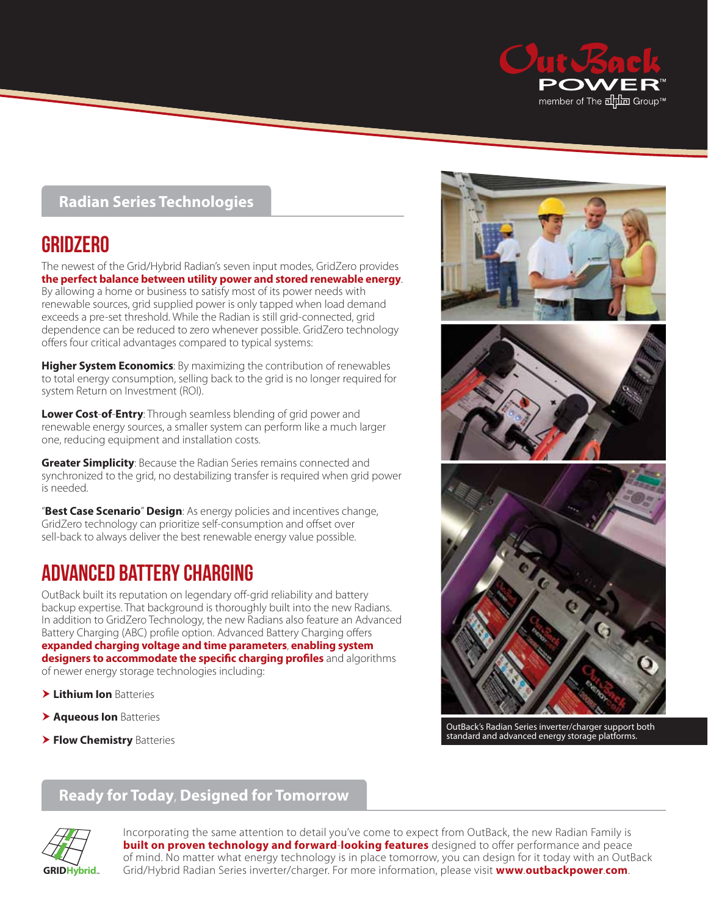## Radian Series Technologies

# GRIDZERO

The newest of the Grid/Hybrid Radian's seven input modes, GridZero provides **the perfect balance between utility power and stored renewable energy**. By allowing a home or business to satisfy most of its power needs with renewable sources, grid supplied power is only tapped when load demand exceeds a pre-set threshold. While the Radian is still grid-connected, grid dependence can be reduced to zero whenever possible. GridZero technology offers four critical advantages compared to typical systems:

**Higher System Economics**: By maximizing the contribution of renewables to total energy consumption, selling back to the grid is no longer required for system Return on Investment (ROI).

**Lower Cost-of-Entry**: Through seamless blending of grid power and renewable energy sources, a smaller system can perform like a much larger one, reducing equipment and installation costs.

**Greater Simplicity**: Because the Radian Series remains connected and synchronized to the grid, no destabilizing transfer is required when grid power is needed.

"**Best Case Scenario**" **Design**: As energy policies and incentives change, GridZero technology can prioritize self-consumption and offset over sell-back to always deliver the best renewable energy value possible.

# ADVANCED BATTERY CHARGING

OutBack built its reputation on legendary off-grid reliability and battery backup expertise. That background is thoroughly built into the new Radians. In addition to GridZero Technology, the new Radians also feature an Advanced Battery Charging (ABC) profile option. Advanced Battery Charging offers **expanded charging voltage and time parameters**, **enabling system designers to accommodate the specific charging profiles** and algorithms of newer energy storage technologies including:

- **Lithium Ion** Batteries
- **Aqueous Ion** Batteries
- **Flow Chemistry** Batteries

OutBack's Radian Series inverter/charger support both standard and advanced energy storage platforms.

## Ready for Today, Designed for Tomorrow

GRIDHybrid

Incorporating the same attention to detail you've come to expect from OutBack, the new Radian Family is **built on proven technology and forward-looking features** designed to offer performance and peace of mind. No matter what energy technology is in place tomorrow, you can design for it today with an OutBack Grid/Hybrid Radian Series inverter/charger. For more information, please visit **www.outbackpower.com**.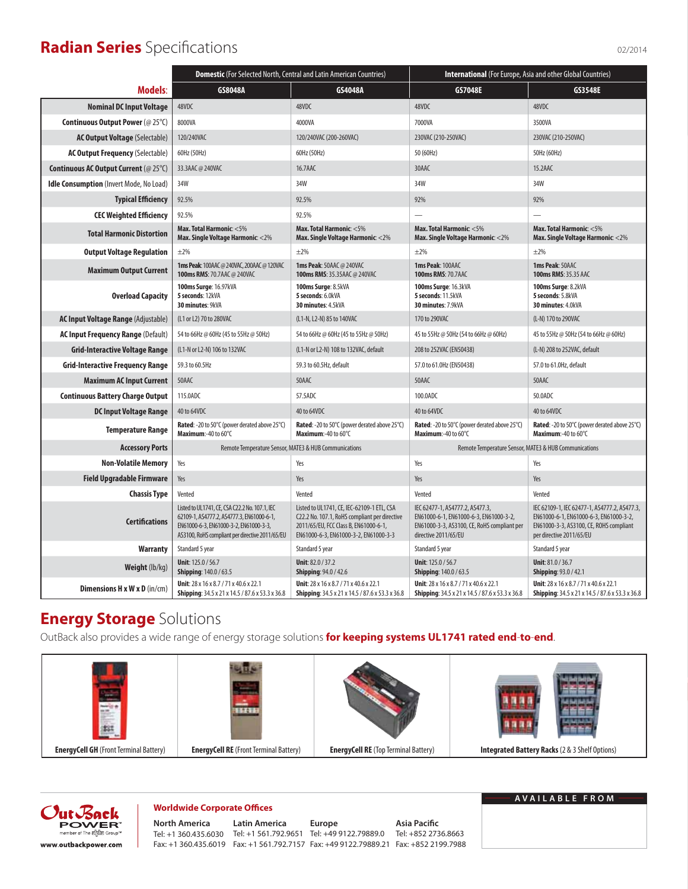## **Radian Series** Specifications

02/2014

| | **Domestic** (For Selected North, Central and Latin American Countries) | | **International** (For Europe, Asia and other Global Countries) | |
|---|---|---|---|---|
| **Models:** | **GS8048A** | **GS4048A** | **GS7048E** | **GS3548E** |
| **Nominal DC Input Voltage** | 48VDC | 48VDC | 48VDC | 48VDC |
| **Continuous Output Power** (@ 25°C) | 8000VA | 4000VA | 7000VA | 3500VA |
| **AC Output Voltage** (Selectable) | 120/240VAC | 120/240VAC (200-260VAC) | 230VAC (210-250VAC) | 230VAC (210-250VAC) |
| **AC Output Frequency** (Selectable) | 60Hz (50Hz) | 60Hz (50Hz) | 50 (60Hz) | 50Hz (60Hz) |
| **Continuous AC Output Current** (@ 25°C) | 33.3AAC @ 240VAC | 16.7AAC | 30AAC | 15.2AAC |
| **Idle Consumption** (Invert Mode, No Load) | 34W | 34W | 34W | 34W |
| **Typical Efficiency** | 92.5% | 92.5% | 92% | 92% |
| **CEC Weighted Efficiency** | 92.5% | 92.5% | — | — |
| **Total Harmonic Distortion** | **Max. Total Harmonic**: <5%<br>**Max. Single Voltage Harmonic**: <2% | **Max. Total Harmonic**: <5%<br>**Max. Single Voltage Harmonic**: <2% | **Max. Total Harmonic**: <5%<br>**Max. Single Voltage Harmonic**: <2% | **Max. Total Harmonic**: <5%<br>**Max. Single Voltage Harmonic**: <2% |
| **Output Voltage Regulation** | ±2% | ±2% | ±2% | ±2% |
| **Maximum Output Current** | **1ms Peak**: 100AAC @ 240VAC, 200AAC @ 120VAC<br>**100ms RMS**: 70.7AAC @ 240VAC | **1ms Peak**: 50AAC @ 240VAC<br>**100ms RMS**: 35.35AAC @ 240VAC | **1ms Peak**: 100AAC<br>**100ms RMS**: 70.7AAC | **1ms Peak**: 50AAC<br>**100ms RMS**: 35.35 AAC |
| **Overload Capacity** | **100ms Surge**: 16.97kVA<br>**5 seconds**: 12kVA<br>**30 minutes**: 9kVA | **100ms Surge**: 8.5kVA<br>**5 seconds**: 6.0kVA<br>**30 minutes**: 4.5kVA | **100ms Surge**: 16.3kVA<br>**5 seconds**: 11.5kVA<br>**30 minutes**: 7.9kVA | **100ms Surge**: 8.2kVA<br>**5 seconds**: 5.8kVA<br>**30 minutes**: 4.0kVA |
| **AC Input Voltage Range** (Adjustable) | (L1 or L2) 70 to 280VAC | (L1-N, L2-N) 85 to 140VAC | 170 to 290VAC | (L-N) 170 to 290VAC |
| **AC Input Frequency Range** (Default) | 54 to 66Hz @ 60Hz (45 to 55Hz @ 50Hz) | 54 to 66Hz @ 60Hz (45 to 55Hz @ 50Hz) | 45 to 55Hz @ 50Hz (54 to 66Hz @ 60Hz) | 45 to 55Hz @ 50Hz (54 to 66Hz @ 60Hz) |
| **Grid-Interactive Voltage Range** | (L1-N or L2-N) 106 to 132VAC | (L1-N or L2-N) 108 to 132VAC, default | 208 to 252VAC (EN50438) | (L-N) 208 to 252VAC, default |
| **Grid-Interactive Frequency Range** | 59.3 to 60.5Hz | 59.3 to 60.5Hz, default | 57.0 to 61.0Hz (EN50438) | 57.0 to 61.0Hz, default |
| **Maximum AC Input Current** | 50AAC | 50AAC | 50AAC | 50AAC |
| **Continuous Battery Charge Output** | 115.0ADC | 57.5ADC | 100.0ADC | 50.0ADC |
| **DC Input Voltage Range** | 40 to 64VDC | 40 to 64VDC | 40 to 64VDC | 40 to 64VDC |
| **Temperature Range** | **Rated**: -20 to 50°C (power derated above 25°C)<br>**Maximum**: -40 to 60°C | **Rated**: -20 to 50°C (power derated above 25°C)<br>**Maximum**: -40 to 60°C | **Rated**: -20 to 50°C (power derated above 25°C)<br>**Maximum**: -40 to 60°C | **Rated**: -20 to 50°C (power derated above 25°C)<br>**Maximum**: -40 to 60°C |
| **Accessory Ports** | Remote Temperature Sensor, MATE3 & HUB Communications | | Remote Temperature Sensor, MATE3 & HUB Communications | |
| **Non-Volatile Memory** | Yes | Yes | Yes | Yes |
| **Field Upgradable Firmware** | Yes | Yes | Yes | Yes |
| **Chassis Type** | Vented | Vented | Vented | Vented |
| **Certifications** | Listed to UL1741, CE, CSA C22.2 No. 107.1, IEC 62109-1, AS4777.2, AS4777.3, EN61000-6-1, EN61000-6-3, EN61000-3-2, EN61000-3-3, AS3100, RoHS compliant per directive 2011/65/EU | Listed to UL1741, CE, IEC-62109-1 ETL, CSA C22.2 No. 107.1, RoHS compliant per directive 2011/65/EU, FCC Class B, EN61000-6-1, EN61000-6-3, EN61000-3-2, EN61000-3-3 | IEC 62477-1, AS4777.2, AS477.3, EN61000-6-1, EN61000-6-3, EN61000-3-2, EN61000-3-3, AS3100, CE, RoHS compliant per directive 2011/65/EU | IEC 62109-1, IEC 62477-1, AS4777.2, AS477.3, EN61000-6-1, EN61000-6-3, EN61000-3-2, EN61000-3-3, AS3100, CE, ROHS compliant per directive 2011/65/EU |
| **Warranty** | Standard 5 year | Standard 5 year | Standard 5 year | Standard 5 year |
| **Weight** (lb/kg) | **Unit**: 125.0 / 56.7<br>**Shipping**: 140.0 / 63.5 | **Unit**: 82.0 / 37.2<br>**Shipping**: 94.0 / 42.6 | **Unit**: 125.0 / 56.7<br>**Shipping**: 140.0 / 63.5 | **Unit**: 81.0 / 36.7<br>**Shipping**: 93.0 / 42.1 |
| **Dimensions H x W x D** (in/cm) | **Unit**: 28 x 16 x 8.7 / 71 x 40.6 x 22.1<br>**Shipping**: 34.5 x 21 x 14.5 / 87.6 x 53.3 x 36.8 | **Unit**: 28 x 16 x 8.7 / 71 x 40.6 x 22.1<br>**Shipping**: 34.5 x 21 x 14.5 / 87.6 x 53.3 x 36.8 | **Unit**: 28 x 16 x 8.7 / 71 x 40.6 x 22.1<br>**Shipping**: 34.5 x 21 x 14.5 / 87.6 x 53.3 x 36.8 | **Unit**: 28 x 16 x 8.7 / 71 x 40.6 x 22.1<br>**Shipping**: 34.5 x 21 x 14.5 / 87.6 x 53.3 x 36.8 |

## **Energy Storage** Solutions

OutBack also provides a wide range of energy storage solutions **for keeping systems UL1741 rated end-to-end**.

**EnergyCell GH** (Front Terminal Battery)

**EnergyCell RE** (Front Terminal Battery)

**EnergyCell RE** (Top Terminal Battery)

**Integrated Battery Racks** (2 & 3 Shelf Options)

OutBack POWER
member of The Alpha Group™
www.outbackpower.com

**Worldwide Corporate Offices**

| North America | Latin America | Europe | Asia Pacific |
|---|---|---|---|
| Tel: +1 360.435.6030 | Tel: +1 561.792.9651 | Tel: +49 9122.79889.0 | Tel: +852 2736.8663 |
| Fax: +1 360.435.6019 | Fax: +1 561.792.7157 | Fax: +49 9122.79889.21 | Fax: +852 2199.7988 |

AVAILABLE FROM